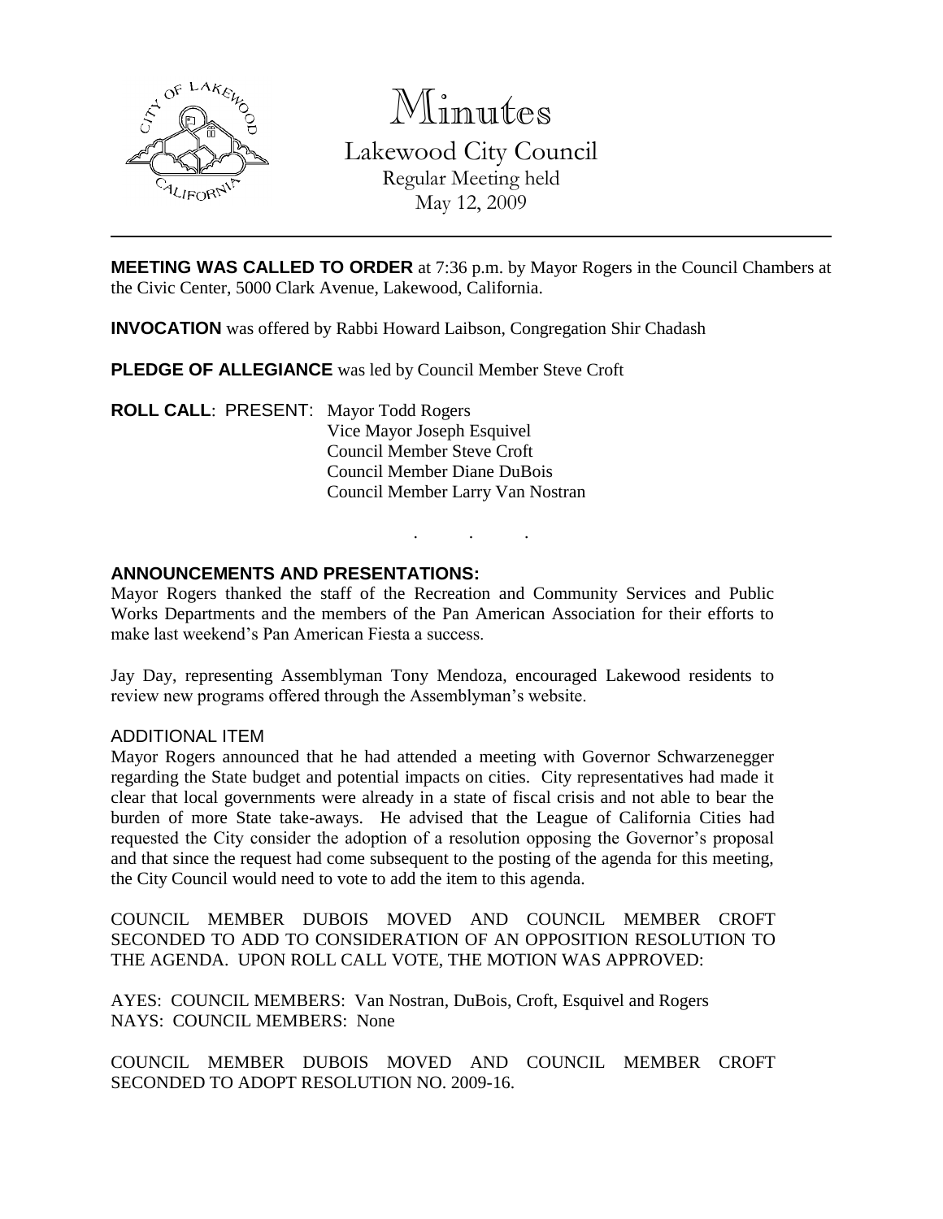# Minutes

Lakewood City Council
Regular Meeting held
May 12, 2009

**MEETING WAS CALLED TO ORDER** at 7:36 p.m. by Mayor Rogers in the Council Chambers at the Civic Center, 5000 Clark Avenue, Lakewood, California.

**INVOCATION** was offered by Rabbi Howard Laibson, Congregation Shir Chadash

**PLEDGE OF ALLEGIANCE** was led by Council Member Steve Croft

**ROLL CALL**: PRESENT: Mayor Todd Rogers
Vice Mayor Joseph Esquivel
Council Member Steve Croft
Council Member Diane DuBois
Council Member Larry Van Nostran

. . .

**ANNOUNCEMENTS AND PRESENTATIONS:**

Mayor Rogers thanked the staff of the Recreation and Community Services and Public Works Departments and the members of the Pan American Association for their efforts to make last weekend's Pan American Fiesta a success.

Jay Day, representing Assemblyman Tony Mendoza, encouraged Lakewood residents to review new programs offered through the Assemblyman's website.

ADDITIONAL ITEM

Mayor Rogers announced that he had attended a meeting with Governor Schwarzenegger regarding the State budget and potential impacts on cities. City representatives had made it clear that local governments were already in a state of fiscal crisis and not able to bear the burden of more State take-aways. He advised that the League of California Cities had requested the City consider the adoption of a resolution opposing the Governor's proposal and that since the request had come subsequent to the posting of the agenda for this meeting, the City Council would need to vote to add the item to this agenda.

COUNCIL MEMBER DUBOIS MOVED AND COUNCIL MEMBER CROFT SECONDED TO ADD TO CONSIDERATION OF AN OPPOSITION RESOLUTION TO THE AGENDA. UPON ROLL CALL VOTE, THE MOTION WAS APPROVED:

AYES: COUNCIL MEMBERS: Van Nostran, DuBois, Croft, Esquivel and Rogers
NAYS: COUNCIL MEMBERS: None

COUNCIL MEMBER DUBOIS MOVED AND COUNCIL MEMBER CROFT SECONDED TO ADOPT RESOLUTION NO. 2009-16.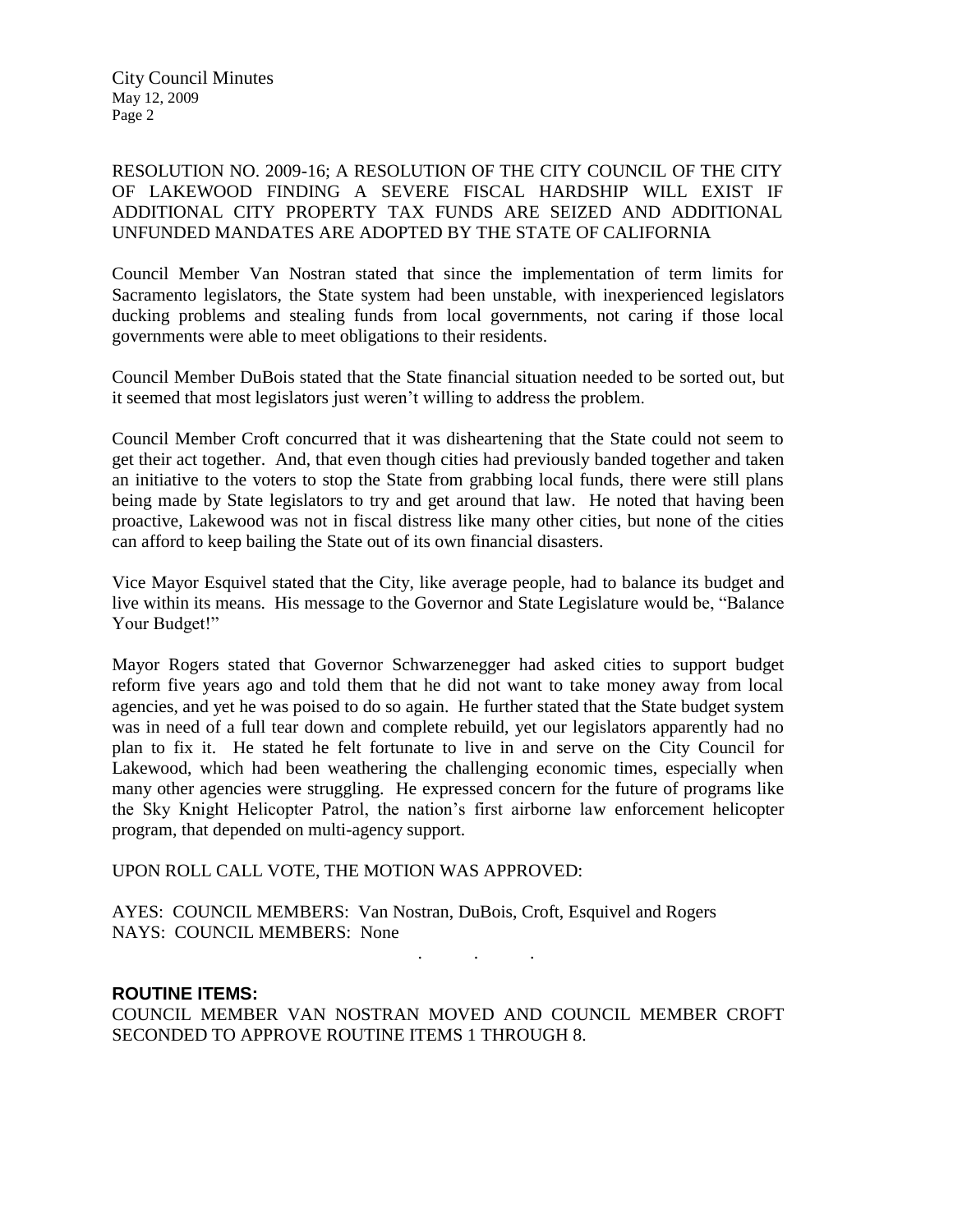RESOLUTION NO. 2009-16; A RESOLUTION OF THE CITY COUNCIL OF THE CITY OF LAKEWOOD FINDING A SEVERE FISCAL HARDSHIP WILL EXIST IF ADDITIONAL CITY PROPERTY TAX FUNDS ARE SEIZED AND ADDITIONAL UNFUNDED MANDATES ARE ADOPTED BY THE STATE OF CALIFORNIA

Council Member Van Nostran stated that since the implementation of term limits for Sacramento legislators, the State system had been unstable, with inexperienced legislators ducking problems and stealing funds from local governments, not caring if those local governments were able to meet obligations to their residents.

Council Member DuBois stated that the State financial situation needed to be sorted out, but it seemed that most legislators just weren't willing to address the problem.

Council Member Croft concurred that it was disheartening that the State could not seem to get their act together. And, that even though cities had previously banded together and taken an initiative to the voters to stop the State from grabbing local funds, there were still plans being made by State legislators to try and get around that law. He noted that having been proactive, Lakewood was not in fiscal distress like many other cities, but none of the cities can afford to keep bailing the State out of its own financial disasters.

Vice Mayor Esquivel stated that the City, like average people, had to balance its budget and live within its means. His message to the Governor and State Legislature would be, "Balance Your Budget!"

Mayor Rogers stated that Governor Schwarzenegger had asked cities to support budget reform five years ago and told them that he did not want to take money away from local agencies, and yet he was poised to do so again. He further stated that the State budget system was in need of a full tear down and complete rebuild, yet our legislators apparently had no plan to fix it. He stated he felt fortunate to live in and serve on the City Council for Lakewood, which had been weathering the challenging economic times, especially when many other agencies were struggling. He expressed concern for the future of programs like the Sky Knight Helicopter Patrol, the nation's first airborne law enforcement helicopter program, that depended on multi-agency support.

UPON ROLL CALL VOTE, THE MOTION WAS APPROVED:

AYES: COUNCIL MEMBERS: Van Nostran, DuBois, Croft, Esquivel and Rogers
NAYS: COUNCIL MEMBERS: None

. . .

**ROUTINE ITEMS:**

COUNCIL MEMBER VAN NOSTRAN MOVED AND COUNCIL MEMBER CROFT SECONDED TO APPROVE ROUTINE ITEMS 1 THROUGH 8.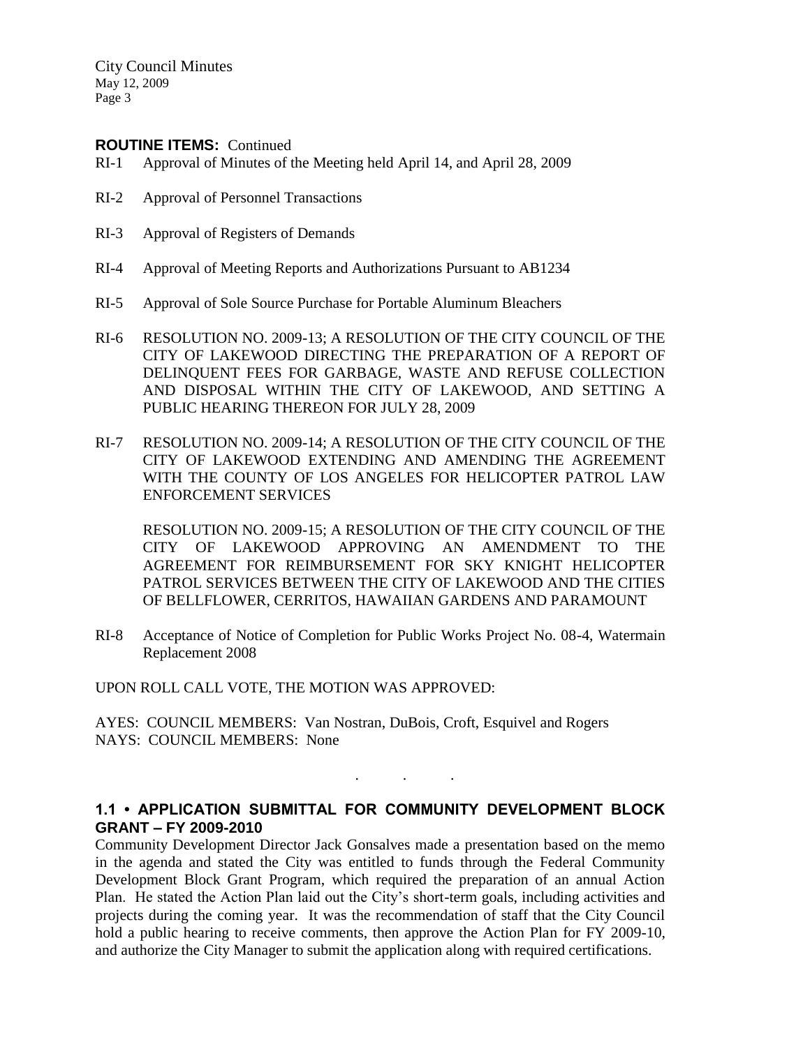**ROUTINE ITEMS:** Continued

RI-1 Approval of Minutes of the Meeting held April 14, and April 28, 2009

RI-2 Approval of Personnel Transactions

RI-3 Approval of Registers of Demands

RI-4 Approval of Meeting Reports and Authorizations Pursuant to AB1234

RI-5 Approval of Sole Source Purchase for Portable Aluminum Bleachers

RI-6 RESOLUTION NO. 2009-13; A RESOLUTION OF THE CITY COUNCIL OF THE CITY OF LAKEWOOD DIRECTING THE PREPARATION OF A REPORT OF DELINQUENT FEES FOR GARBAGE, WASTE AND REFUSE COLLECTION AND DISPOSAL WITHIN THE CITY OF LAKEWOOD, AND SETTING A PUBLIC HEARING THEREON FOR JULY 28, 2009

RI-7 RESOLUTION NO. 2009-14; A RESOLUTION OF THE CITY COUNCIL OF THE CITY OF LAKEWOOD EXTENDING AND AMENDING THE AGREEMENT WITH THE COUNTY OF LOS ANGELES FOR HELICOPTER PATROL LAW ENFORCEMENT SERVICES

RESOLUTION NO. 2009-15; A RESOLUTION OF THE CITY COUNCIL OF THE CITY OF LAKEWOOD APPROVING AN AMENDMENT TO THE AGREEMENT FOR REIMBURSEMENT FOR SKY KNIGHT HELICOPTER PATROL SERVICES BETWEEN THE CITY OF LAKEWOOD AND THE CITIES OF BELLFLOWER, CERRITOS, HAWAIIAN GARDENS AND PARAMOUNT

RI-8 Acceptance of Notice of Completion for Public Works Project No. 08-4, Watermain Replacement 2008

UPON ROLL CALL VOTE, THE MOTION WAS APPROVED:

AYES: COUNCIL MEMBERS: Van Nostran, DuBois, Croft, Esquivel and Rogers
NAYS: COUNCIL MEMBERS: None

. . .

**1.1 • APPLICATION SUBMITTAL FOR COMMUNITY DEVELOPMENT BLOCK GRANT – FY 2009-2010**

Community Development Director Jack Gonsalves made a presentation based on the memo in the agenda and stated the City was entitled to funds through the Federal Community Development Block Grant Program, which required the preparation of an annual Action Plan. He stated the Action Plan laid out the City's short-term goals, including activities and projects during the coming year. It was the recommendation of staff that the City Council hold a public hearing to receive comments, then approve the Action Plan for FY 2009-10, and authorize the City Manager to submit the application along with required certifications.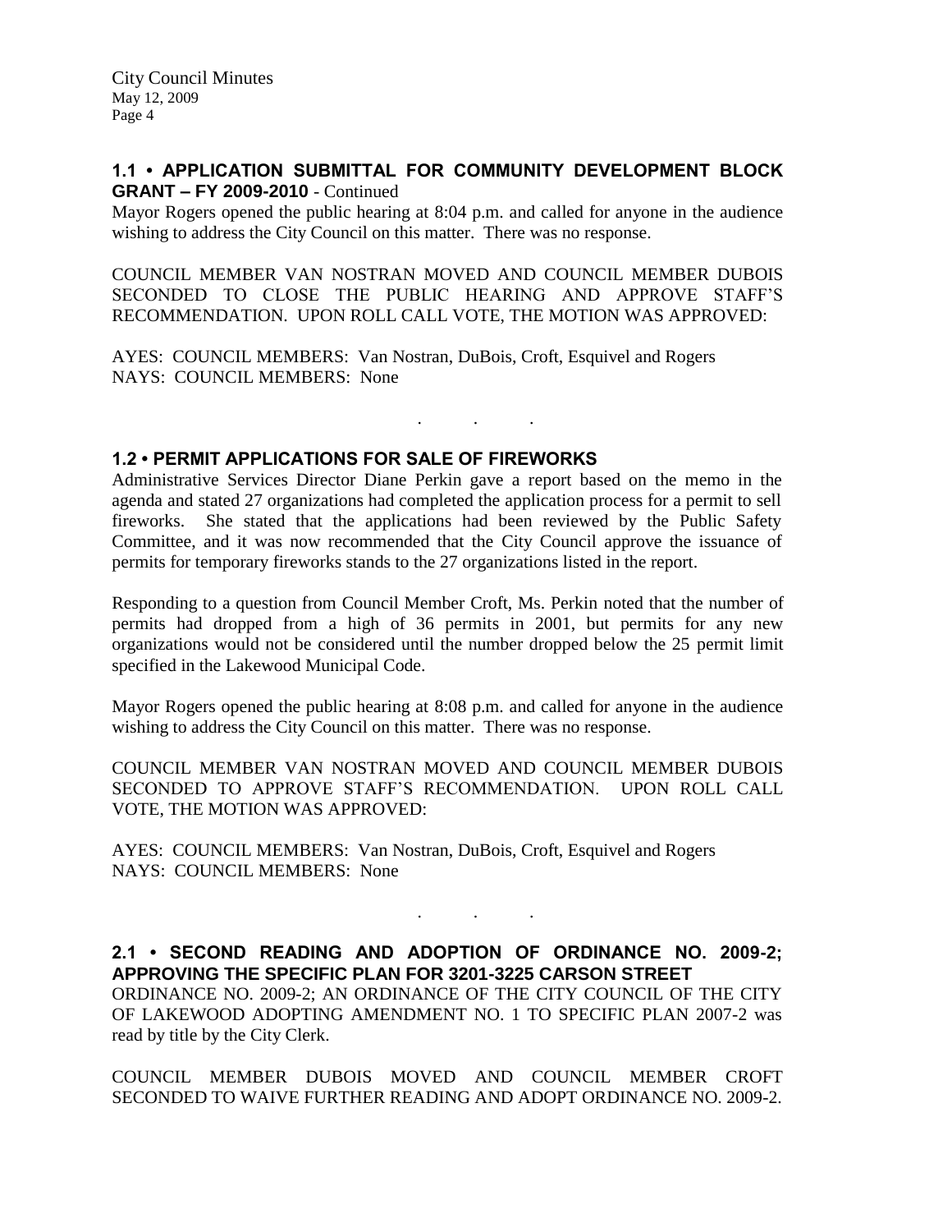### 1.1 • APPLICATION SUBMITTAL FOR COMMUNITY DEVELOPMENT BLOCK GRANT – FY 2009-2010 - Continued

Mayor Rogers opened the public hearing at 8:04 p.m. and called for anyone in the audience wishing to address the City Council on this matter. There was no response.

COUNCIL MEMBER VAN NOSTRAN MOVED AND COUNCIL MEMBER DUBOIS SECONDED TO CLOSE THE PUBLIC HEARING AND APPROVE STAFF'S RECOMMENDATION. UPON ROLL CALL VOTE, THE MOTION WAS APPROVED:

AYES: COUNCIL MEMBERS: Van Nostran, DuBois, Croft, Esquivel and Rogers
NAYS: COUNCIL MEMBERS: None

. . .

### 1.2 • PERMIT APPLICATIONS FOR SALE OF FIREWORKS

Administrative Services Director Diane Perkin gave a report based on the memo in the agenda and stated 27 organizations had completed the application process for a permit to sell fireworks. She stated that the applications had been reviewed by the Public Safety Committee, and it was now recommended that the City Council approve the issuance of permits for temporary fireworks stands to the 27 organizations listed in the report.

Responding to a question from Council Member Croft, Ms. Perkin noted that the number of permits had dropped from a high of 36 permits in 2001, but permits for any new organizations would not be considered until the number dropped below the 25 permit limit specified in the Lakewood Municipal Code.

Mayor Rogers opened the public hearing at 8:08 p.m. and called for anyone in the audience wishing to address the City Council on this matter. There was no response.

COUNCIL MEMBER VAN NOSTRAN MOVED AND COUNCIL MEMBER DUBOIS SECONDED TO APPROVE STAFF'S RECOMMENDATION. UPON ROLL CALL VOTE, THE MOTION WAS APPROVED:

AYES: COUNCIL MEMBERS: Van Nostran, DuBois, Croft, Esquivel and Rogers
NAYS: COUNCIL MEMBERS: None

. . .

### 2.1 • SECOND READING AND ADOPTION OF ORDINANCE NO. 2009-2; APPROVING THE SPECIFIC PLAN FOR 3201-3225 CARSON STREET

ORDINANCE NO. 2009-2; AN ORDINANCE OF THE CITY COUNCIL OF THE CITY OF LAKEWOOD ADOPTING AMENDMENT NO. 1 TO SPECIFIC PLAN 2007-2 was read by title by the City Clerk.

COUNCIL MEMBER DUBOIS MOVED AND COUNCIL MEMBER CROFT SECONDED TO WAIVE FURTHER READING AND ADOPT ORDINANCE NO. 2009-2.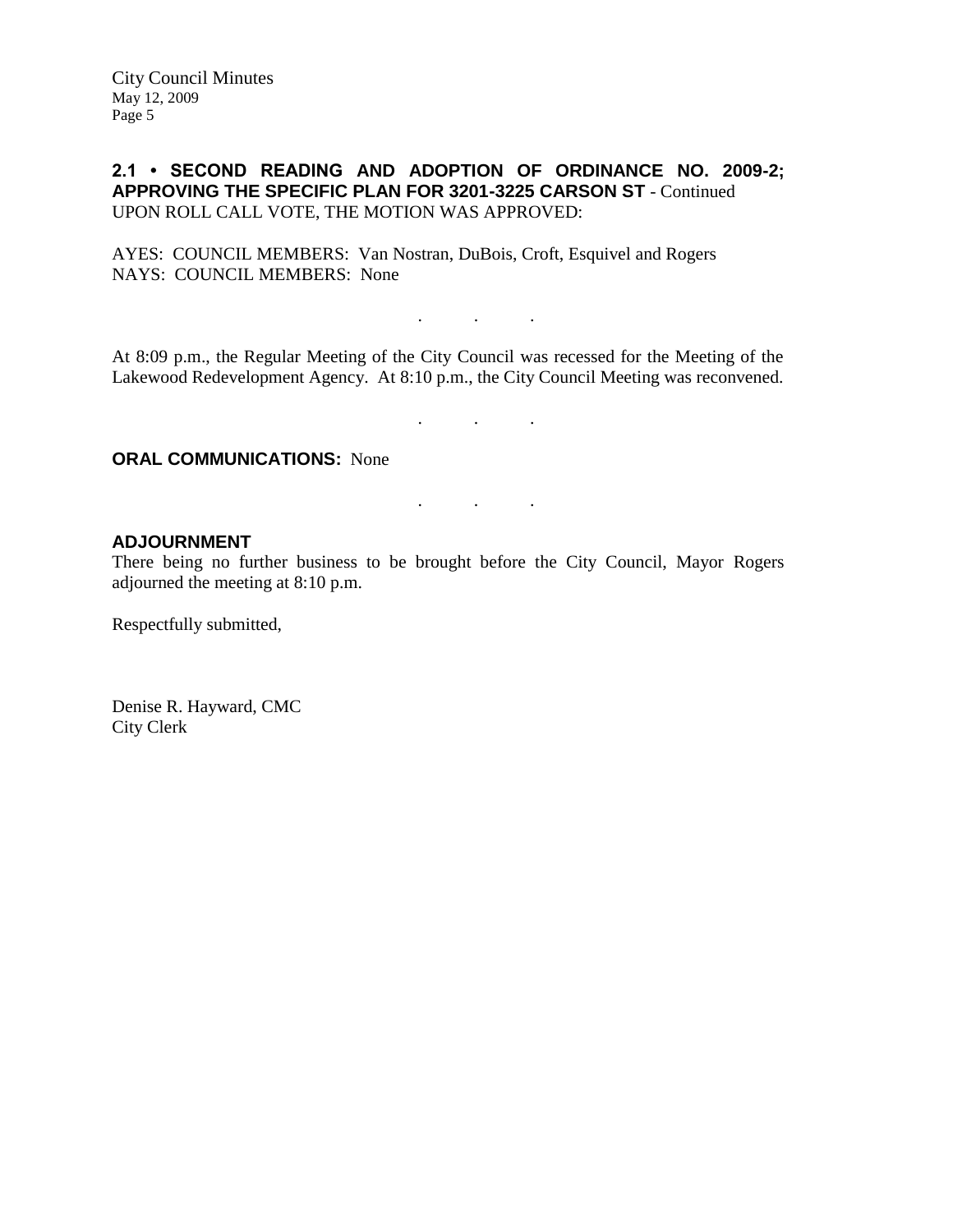**2.1 • SECOND READING AND ADOPTION OF ORDINANCE NO. 2009-2; APPROVING THE SPECIFIC PLAN FOR 3201-3225 CARSON ST** - Continued
UPON ROLL CALL VOTE, THE MOTION WAS APPROVED:

AYES: COUNCIL MEMBERS: Van Nostran, DuBois, Croft, Esquivel and Rogers
NAYS: COUNCIL MEMBERS: None

. . .

At 8:09 p.m., the Regular Meeting of the City Council was recessed for the Meeting of the Lakewood Redevelopment Agency. At 8:10 p.m., the City Council Meeting was reconvened.

. . .

**ORAL COMMUNICATIONS:** None

. . .

**ADJOURNMENT**

There being no further business to be brought before the City Council, Mayor Rogers adjourned the meeting at 8:10 p.m.

Respectfully submitted,

Denise R. Hayward, CMC
City Clerk